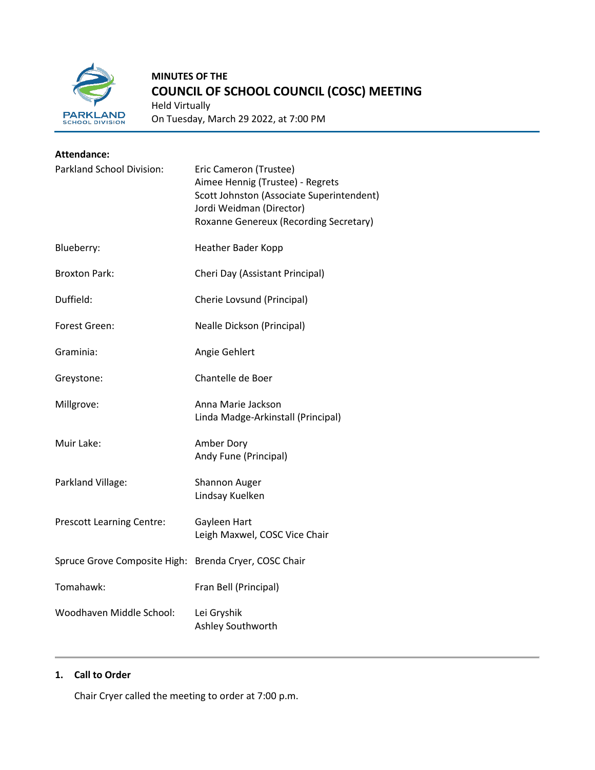# MINUTES OF THE COUNCIL OF SCHOOL COUNCIL (COSC) MEETING

Held Virtually
On Tuesday, March 29 2022, at 7:00 PM

**Attendance:**

| | |
|---|---|
| Parkland School Division: | Eric Cameron (Trustee)<br>Aimee Hennig (Trustee) - Regrets<br>Scott Johnston (Associate Superintendent)<br>Jordi Weidman (Director)<br>Roxanne Genereux (Recording Secretary) |
| Blueberry: | Heather Bader Kopp |
| Broxton Park: | Cheri Day (Assistant Principal) |
| Duffield: | Cherie Lovsund (Principal) |
| Forest Green: | Nealle Dickson (Principal) |
| Graminia: | Angie Gehlert |
| Greystone: | Chantelle de Boer |
| Millgrove: | Anna Marie Jackson<br>Linda Madge-Arkinstall (Principal) |
| Muir Lake: | Amber Dory<br>Andy Fune (Principal) |
| Parkland Village: | Shannon Auger<br>Lindsay Kuelken |
| Prescott Learning Centre: | Gayleen Hart<br>Leigh Maxwel, COSC Vice Chair |
| Spruce Grove Composite High: | Brenda Cryer, COSC Chair |
| Tomahawk: | Fran Bell (Principal) |
| Woodhaven Middle School: | Lei Gryshik<br>Ashley Southworth |

---

1. **Call to Order**

   Chair Cryer called the meeting to order at 7:00 p.m.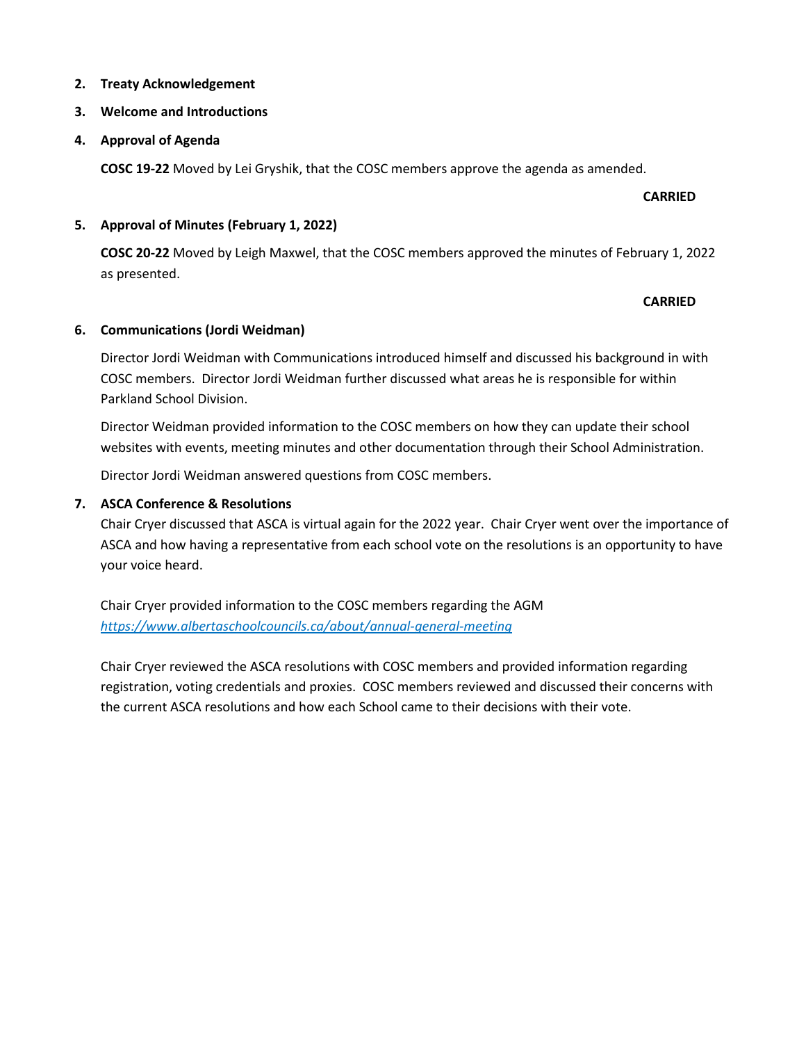2. **Treaty Acknowledgement**
3. **Welcome and Introductions**
4. **Approval of Agenda**

   **COSC 19-22** Moved by Lei Gryshik, that the COSC members approve the agenda as amended.

   **CARRIED**

5. **Approval of Minutes (February 1, 2022)**

   **COSC 20-22** Moved by Leigh Maxwel, that the COSC members approved the minutes of February 1, 2022 as presented.

   **CARRIED**

6. **Communications (Jordi Weidman)**

   Director Jordi Weidman with Communications introduced himself and discussed his background in with COSC members. Director Jordi Weidman further discussed what areas he is responsible for within Parkland School Division.

   Director Weidman provided information to the COSC members on how they can update their school websites with events, meeting minutes and other documentation through their School Administration.

   Director Jordi Weidman answered questions from COSC members.

7. **ASCA Conference & Resolutions**

   Chair Cryer discussed that ASCA is virtual again for the 2022 year. Chair Cryer went over the importance of ASCA and how having a representative from each school vote on the resolutions is an opportunity to have your voice heard.

   Chair Cryer provided information to the COSC members regarding the AGM *https://www.albertaschoolcouncils.ca/about/annual-general-meeting*

   Chair Cryer reviewed the ASCA resolutions with COSC members and provided information regarding registration, voting credentials and proxies. COSC members reviewed and discussed their concerns with the current ASCA resolutions and how each School came to their decisions with their vote.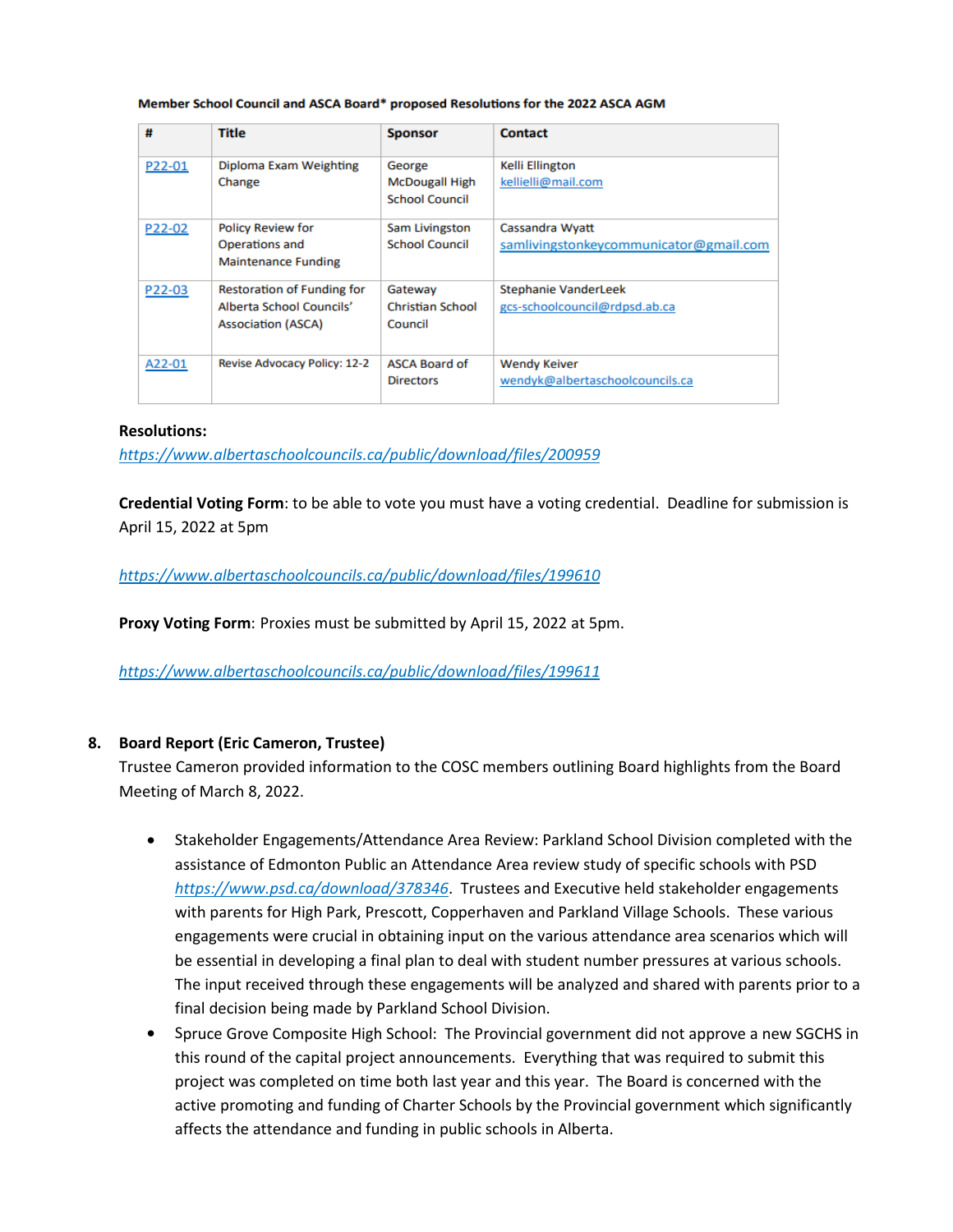**Member School Council and ASCA Board* proposed Resolutions for the 2022 ASCA AGM**

| # | Title | Sponsor | Contact |
|---|---|---|---|
| P22-01 | Diploma Exam Weighting Change | George McDougall High School Council | Kelli Ellington kellielli@mail.com |
| P22-02 | Policy Review for Operations and Maintenance Funding | Sam Livingston School Council | Cassandra Wyatt samlivingstonkeycommunicator@gmail.com |
| P22-03 | Restoration of Funding for Alberta School Councils' Association (ASCA) | Gateway Christian School Council | Stephanie VanderLeek gcs-schoolcouncil@rdpsd.ab.ca |
| A22-01 | Revise Advocacy Policy: 12-2 | ASCA Board of Directors | Wendy Keiver wendyk@albertaschoolcouncils.ca |

**Resolutions:**
*https://www.albertaschoolcouncils.ca/public/download/files/200959*

**Credential Voting Form**: to be able to vote you must have a voting credential. Deadline for submission is April 15, 2022 at 5pm

*https://www.albertaschoolcouncils.ca/public/download/files/199610*

**Proxy Voting Form**: Proxies must be submitted by April 15, 2022 at 5pm.

*https://www.albertaschoolcouncils.ca/public/download/files/199611*

8. **Board Report (Eric Cameron, Trustee)**
   Trustee Cameron provided information to the COSC members outlining Board highlights from the Board Meeting of March 8, 2022.

   - Stakeholder Engagements/Attendance Area Review: Parkland School Division completed with the assistance of Edmonton Public an Attendance Area review study of specific schools with PSD *https://www.psd.ca/download/378346*. Trustees and Executive held stakeholder engagements with parents for High Park, Prescott, Copperhaven and Parkland Village Schools. These various engagements were crucial in obtaining input on the various attendance area scenarios which will be essential in developing a final plan to deal with student number pressures at various schools. The input received through these engagements will be analyzed and shared with parents prior to a final decision being made by Parkland School Division.
   - Spruce Grove Composite High School: The Provincial government did not approve a new SGCHS in this round of the capital project announcements. Everything that was required to submit this project was completed on time both last year and this year. The Board is concerned with the active promoting and funding of Charter Schools by the Provincial government which significantly affects the attendance and funding in public schools in Alberta.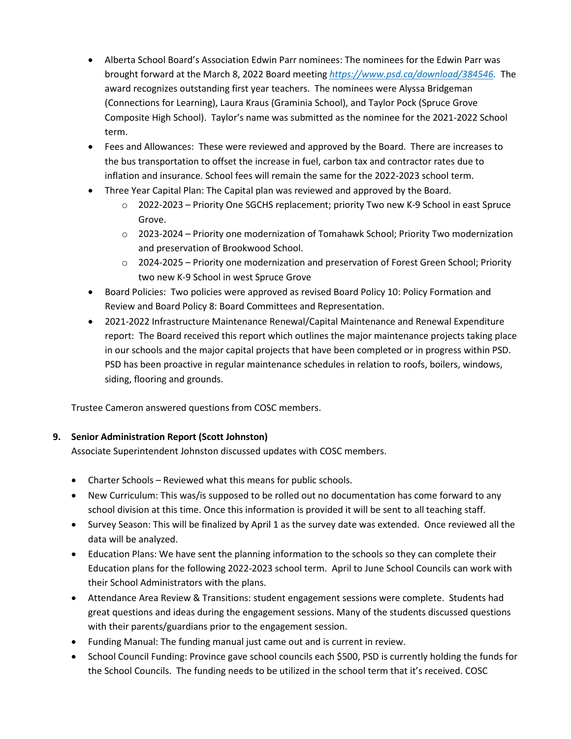- Alberta School Board's Association Edwin Parr nominees: The nominees for the Edwin Parr was brought forward at the March 8, 2022 Board meeting *https://www.psd.ca/download/384546.* The award recognizes outstanding first year teachers. The nominees were Alyssa Bridgeman (Connections for Learning), Laura Kraus (Graminia School), and Taylor Pock (Spruce Grove Composite High School). Taylor's name was submitted as the nominee for the 2021-2022 School term.
- Fees and Allowances: These were reviewed and approved by the Board. There are increases to the bus transportation to offset the increase in fuel, carbon tax and contractor rates due to inflation and insurance. School fees will remain the same for the 2022-2023 school term.
- Three Year Capital Plan: The Capital plan was reviewed and approved by the Board.
  - 2022-2023 – Priority One SGCHS replacement; priority Two new K-9 School in east Spruce Grove.
  - 2023-2024 – Priority one modernization of Tomahawk School; Priority Two modernization and preservation of Brookwood School.
  - 2024-2025 – Priority one modernization and preservation of Forest Green School; Priority two new K-9 School in west Spruce Grove
- Board Policies: Two policies were approved as revised Board Policy 10: Policy Formation and Review and Board Policy 8: Board Committees and Representation.
- 2021-2022 Infrastructure Maintenance Renewal/Capital Maintenance and Renewal Expenditure report: The Board received this report which outlines the major maintenance projects taking place in our schools and the major capital projects that have been completed or in progress within PSD. PSD has been proactive in regular maintenance schedules in relation to roofs, boilers, windows, siding, flooring and grounds.

Trustee Cameron answered questions from COSC members.

**9. Senior Administration Report (Scott Johnston)**

Associate Superintendent Johnston discussed updates with COSC members.

- Charter Schools – Reviewed what this means for public schools.
- New Curriculum: This was/is supposed to be rolled out no documentation has come forward to any school division at this time. Once this information is provided it will be sent to all teaching staff.
- Survey Season: This will be finalized by April 1 as the survey date was extended. Once reviewed all the data will be analyzed.
- Education Plans: We have sent the planning information to the schools so they can complete their Education plans for the following 2022-2023 school term. April to June School Councils can work with their School Administrators with the plans.
- Attendance Area Review & Transitions: student engagement sessions were complete. Students had great questions and ideas during the engagement sessions. Many of the students discussed questions with their parents/guardians prior to the engagement session.
- Funding Manual: The funding manual just came out and is current in review.
- School Council Funding: Province gave school councils each $500, PSD is currently holding the funds for the School Councils. The funding needs to be utilized in the school term that it's received. COSC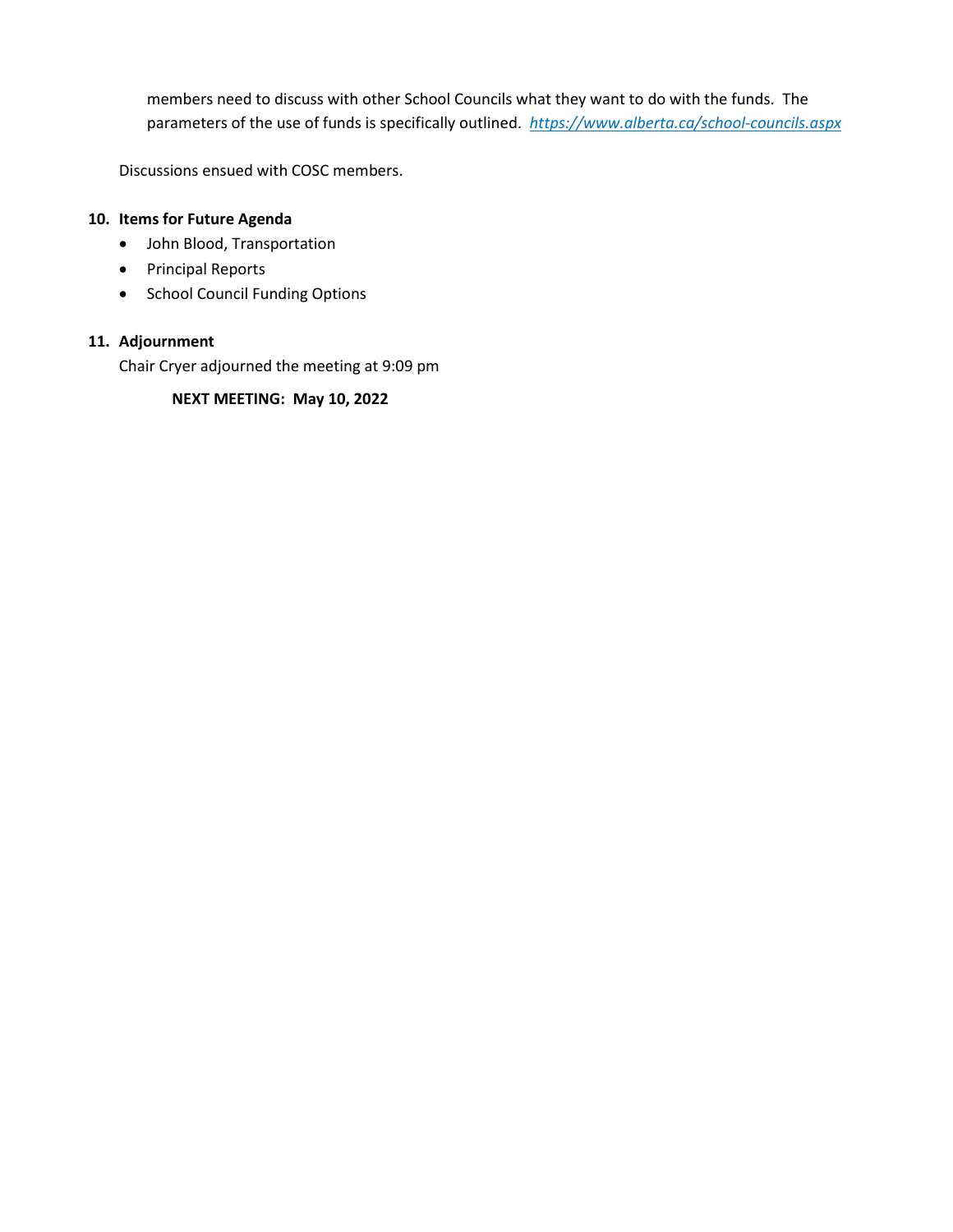members need to discuss with other School Councils what they want to do with the funds. The parameters of the use of funds is specifically outlined. *https://www.alberta.ca/school-councils.aspx*

Discussions ensued with COSC members.

**10. Items for Future Agenda**

- John Blood, Transportation
- Principal Reports
- School Council Funding Options

**11. Adjournment**

Chair Cryer adjourned the meeting at 9:09 pm

**NEXT MEETING: May 10, 2022**